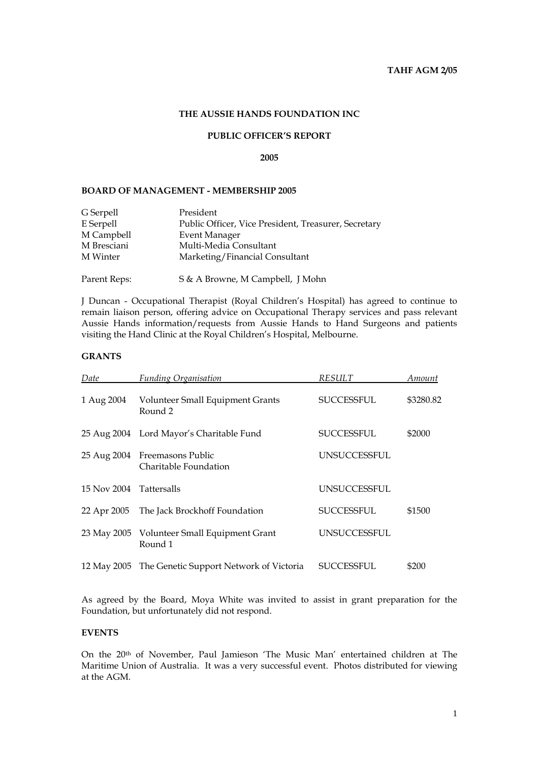**TAHF AGM 2/05**

# THE AUSSIE HANDS FOUNDATION INC

## PUBLIC OFFICER'S REPORT

## 2005

### BOARD OF MANAGEMENT - MEMBERSHIP 2005

| | |
|---|---|
| G Serpell | President |
| E Serpell | Public Officer, Vice President, Treasurer, Secretary |
| M Campbell | Event Manager |
| M Bresciani | Multi-Media Consultant |
| M Winter | Marketing/Financial Consultant |
| Parent Reps: | S & A Browne, M Campbell, J Mohn |

J Duncan - Occupational Therapist (Royal Children's Hospital) has agreed to continue to remain liaison person, offering advice on Occupational Therapy services and pass relevant Aussie Hands information/requests from Aussie Hands to Hand Surgeons and patients visiting the Hand Clinic at the Royal Children's Hospital, Melbourne.

### GRANTS

| *Date* | *Funding Organisation* | *RESULT* | *Amount* |
|---|---|---|---|
| 1 Aug 2004 | Volunteer Small Equipment Grants Round 2 | SUCCESSFUL | $3280.82 |
| 25 Aug 2004 | Lord Mayor's Charitable Fund | SUCCESSFUL | $2000 |
| 25 Aug 2004 | Freemasons Public Charitable Foundation | UNSUCCESSFUL | |
| 15 Nov 2004 | Tattersalls | UNSUCCESSFUL | |
| 22 Apr 2005 | The Jack Brockhoff Foundation | SUCCESSFUL | $1500 |
| 23 May 2005 | Volunteer Small Equipment Grant Round 1 | UNSUCCESSFUL | |
| 12 May 2005 | The Genetic Support Network of Victoria | SUCCESSFUL | $200 |

As agreed by the Board, Moya White was invited to assist in grant preparation for the Foundation, but unfortunately did not respond.

### EVENTS

On the 20th of November, Paul Jamieson 'The Music Man' entertained children at The Maritime Union of Australia. It was a very successful event. Photos distributed for viewing at the AGM.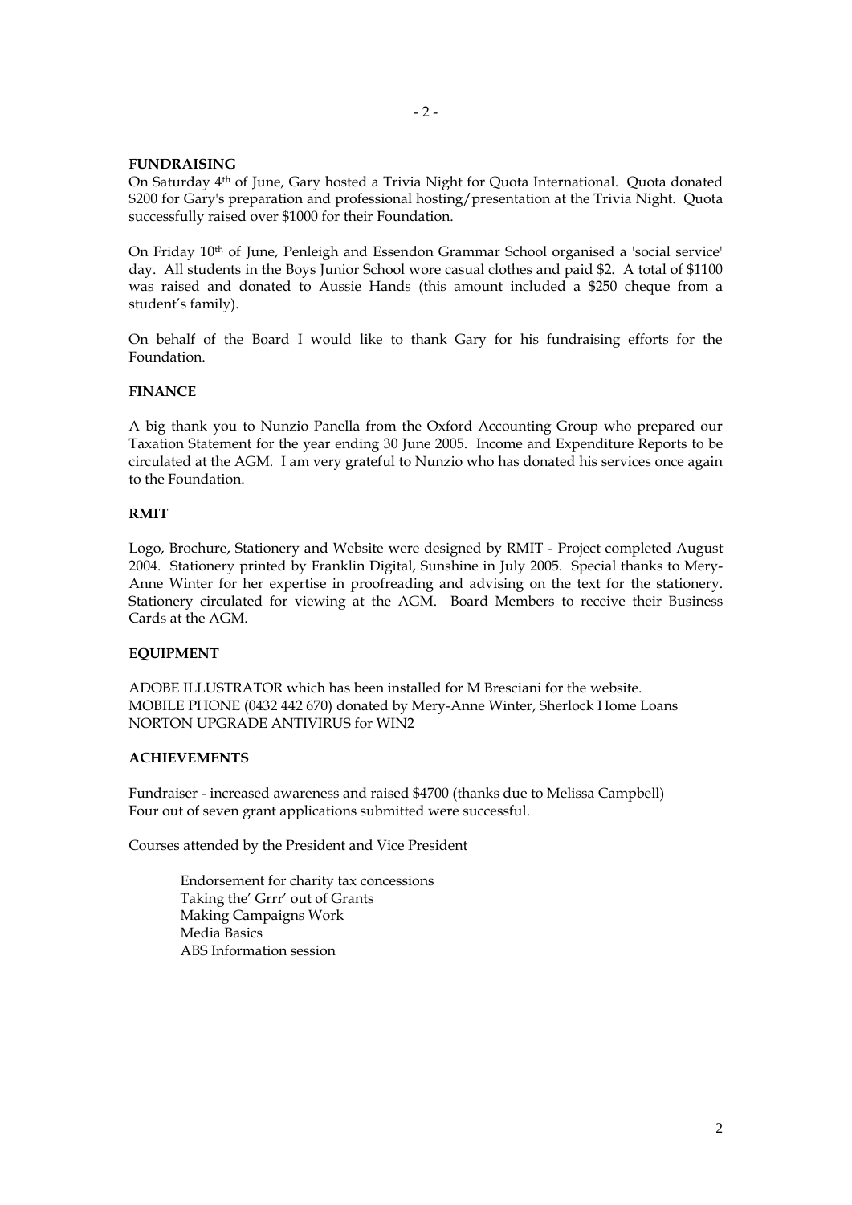**FUNDRAISING**

On Saturday 4th of June, Gary hosted a Trivia Night for Quota International. Quota donated $200 for Gary's preparation and professional hosting/presentation at the Trivia Night. Quota successfully raised over $1000 for their Foundation.

On Friday 10th of June, Penleigh and Essendon Grammar School organised a 'social service' day. All students in the Boys Junior School wore casual clothes and paid $2. A total of $1100 was raised and donated to Aussie Hands (this amount included a $250 cheque from a student's family).

On behalf of the Board I would like to thank Gary for his fundraising efforts for the Foundation.

**FINANCE**

A big thank you to Nunzio Panella from the Oxford Accounting Group who prepared our Taxation Statement for the year ending 30 June 2005. Income and Expenditure Reports to be circulated at the AGM. I am very grateful to Nunzio who has donated his services once again to the Foundation.

**RMIT**

Logo, Brochure, Stationery and Website were designed by RMIT - Project completed August 2004. Stationery printed by Franklin Digital, Sunshine in July 2005. Special thanks to Mery-Anne Winter for her expertise in proofreading and advising on the text for the stationery. Stationery circulated for viewing at the AGM. Board Members to receive their Business Cards at the AGM.

**EQUIPMENT**

ADOBE ILLUSTRATOR which has been installed for M Bresciani for the website.
MOBILE PHONE (0432 442 670) donated by Mery-Anne Winter, Sherlock Home Loans
NORTON UPGRADE ANTIVIRUS for WIN2

**ACHIEVEMENTS**

Fundraiser - increased awareness and raised $4700 (thanks due to Melissa Campbell)
Four out of seven grant applications submitted were successful.

Courses attended by the President and Vice President

- Endorsement for charity tax concessions
- Taking the' Grrr' out of Grants
- Making Campaigns Work
- Media Basics
- ABS Information session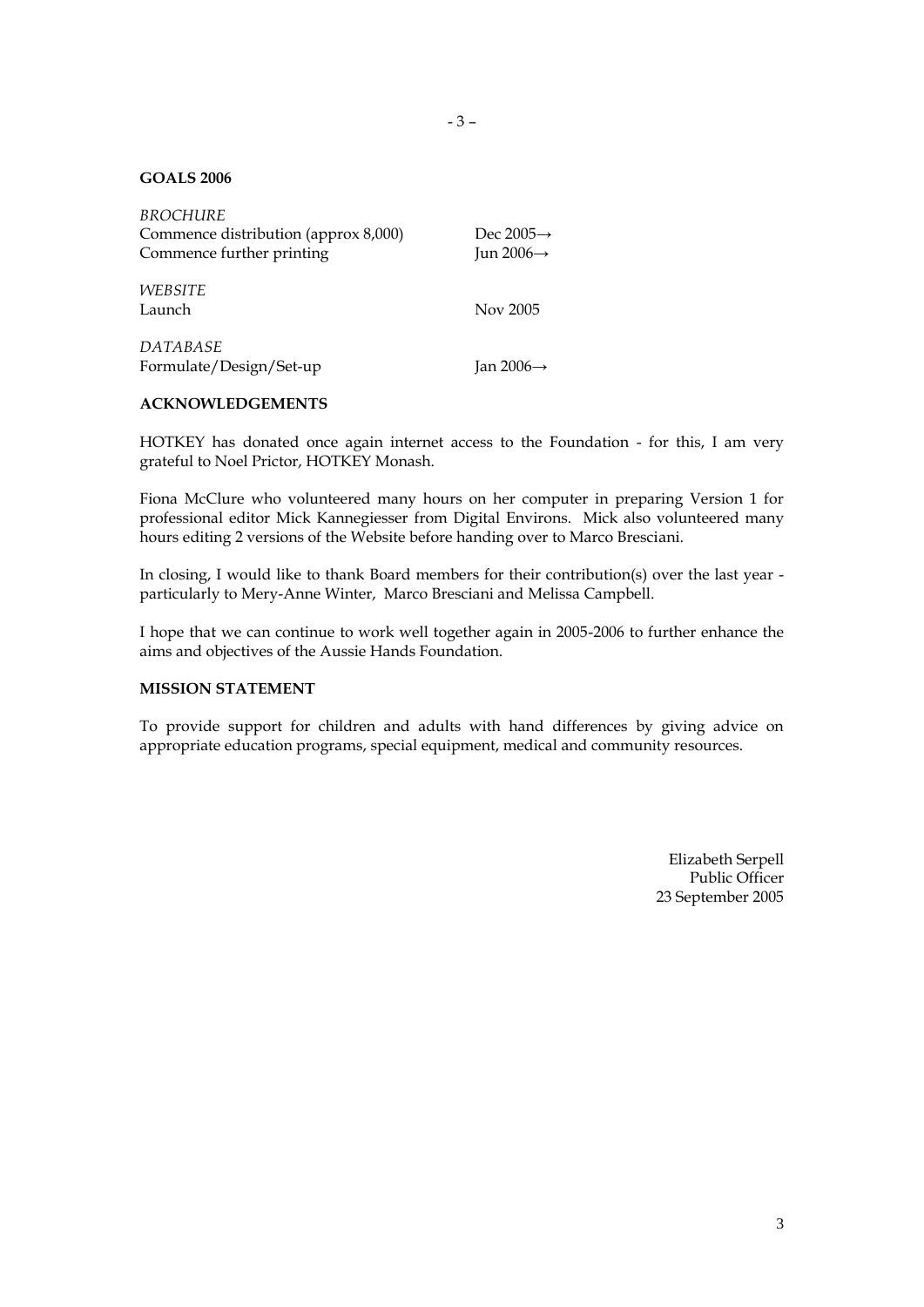**GOALS 2006**

| | |
|---|---|
| *BROCHURE* | |
| Commence distribution (approx 8,000) | Dec 2005→ |
| Commence further printing | Jun 2006→ |
| *WEBSITE* | |
| Launch | Nov 2005 |
| *DATABASE* | |
| Formulate/Design/Set-up | Jan 2006→ |

**ACKNOWLEDGEMENTS**

HOTKEY has donated once again internet access to the Foundation - for this, I am very grateful to Noel Prictor, HOTKEY Monash.

Fiona McClure who volunteered many hours on her computer in preparing Version 1 for professional editor Mick Kannegiesser from Digital Environs. Mick also volunteered many hours editing 2 versions of the Website before handing over to Marco Bresciani.

In closing, I would like to thank Board members for their contribution(s) over the last year - particularly to Mery-Anne Winter, Marco Bresciani and Melissa Campbell.

I hope that we can continue to work well together again in 2005-2006 to further enhance the aims and objectives of the Aussie Hands Foundation.

**MISSION STATEMENT**

To provide support for children and adults with hand differences by giving advice on appropriate education programs, special equipment, medical and community resources.

Elizabeth Serpell
Public Officer
23 September 2005